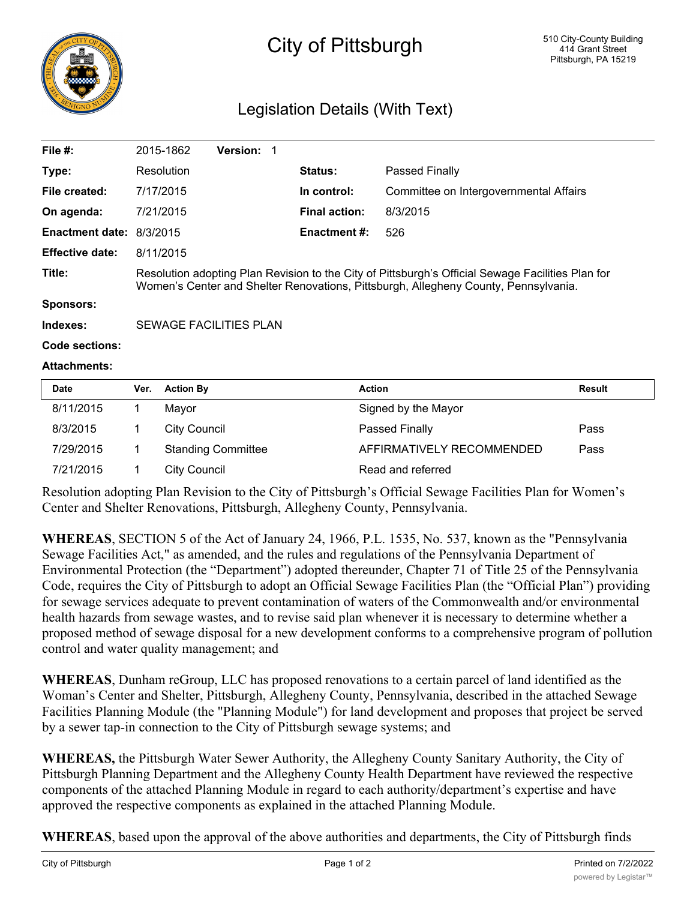# City of Pittsburgh

510 City-County Building
414 Grant Street
Pittsburgh, PA 15219

## Legislation Details (With Text)

| | | | |
|---|---|---|---|
| **File #:** | 2015-1862 **Version:** 1 | | |
| **Type:** | Resolution | **Status:** | Passed Finally |
| **File created:** | 7/17/2015 | **In control:** | Committee on Intergovernmental Affairs |
| **On agenda:** | 7/21/2015 | **Final action:** | 8/3/2015 |
| **Enactment date:** | 8/3/2015 | **Enactment #:** | 526 |
| **Effective date:** | 8/11/2015 | | |

**Title:** Resolution adopting Plan Revision to the City of Pittsburgh's Official Sewage Facilities Plan for Women's Center and Shelter Renovations, Pittsburgh, Allegheny County, Pennsylvania.

**Sponsors:**

**Indexes:** SEWAGE FACILITIES PLAN

**Code sections:**

**Attachments:**

| Date | Ver. | Action By | Action | Result |
|---|---|---|---|---|
| 8/11/2015 | 1 | Mayor | Signed by the Mayor | |
| 8/3/2015 | 1 | City Council | Passed Finally | Pass |
| 7/29/2015 | 1 | Standing Committee | AFFIRMATIVELY RECOMMENDED | Pass |
| 7/21/2015 | 1 | City Council | Read and referred | |

Resolution adopting Plan Revision to the City of Pittsburgh's Official Sewage Facilities Plan for Women's Center and Shelter Renovations, Pittsburgh, Allegheny County, Pennsylvania.

**WHEREAS**, SECTION 5 of the Act of January 24, 1966, P.L. 1535, No. 537, known as the "Pennsylvania Sewage Facilities Act," as amended, and the rules and regulations of the Pennsylvania Department of Environmental Protection (the "Department") adopted thereunder, Chapter 71 of Title 25 of the Pennsylvania Code, requires the City of Pittsburgh to adopt an Official Sewage Facilities Plan (the "Official Plan") providing for sewage services adequate to prevent contamination of waters of the Commonwealth and/or environmental health hazards from sewage wastes, and to revise said plan whenever it is necessary to determine whether a proposed method of sewage disposal for a new development conforms to a comprehensive program of pollution control and water quality management; and

**WHEREAS**, Dunham reGroup, LLC has proposed renovations to a certain parcel of land identified as the Woman's Center and Shelter, Pittsburgh, Allegheny County, Pennsylvania, described in the attached Sewage Facilities Planning Module (the "Planning Module") for land development and proposes that project be served by a sewer tap-in connection to the City of Pittsburgh sewage systems; and

**WHEREAS,** the Pittsburgh Water Sewer Authority, the Allegheny County Sanitary Authority, the City of Pittsburgh Planning Department and the Allegheny County Health Department have reviewed the respective components of the attached Planning Module in regard to each authority/department's expertise and have approved the respective components as explained in the attached Planning Module.

**WHEREAS**, based upon the approval of the above authorities and departments, the City of Pittsburgh finds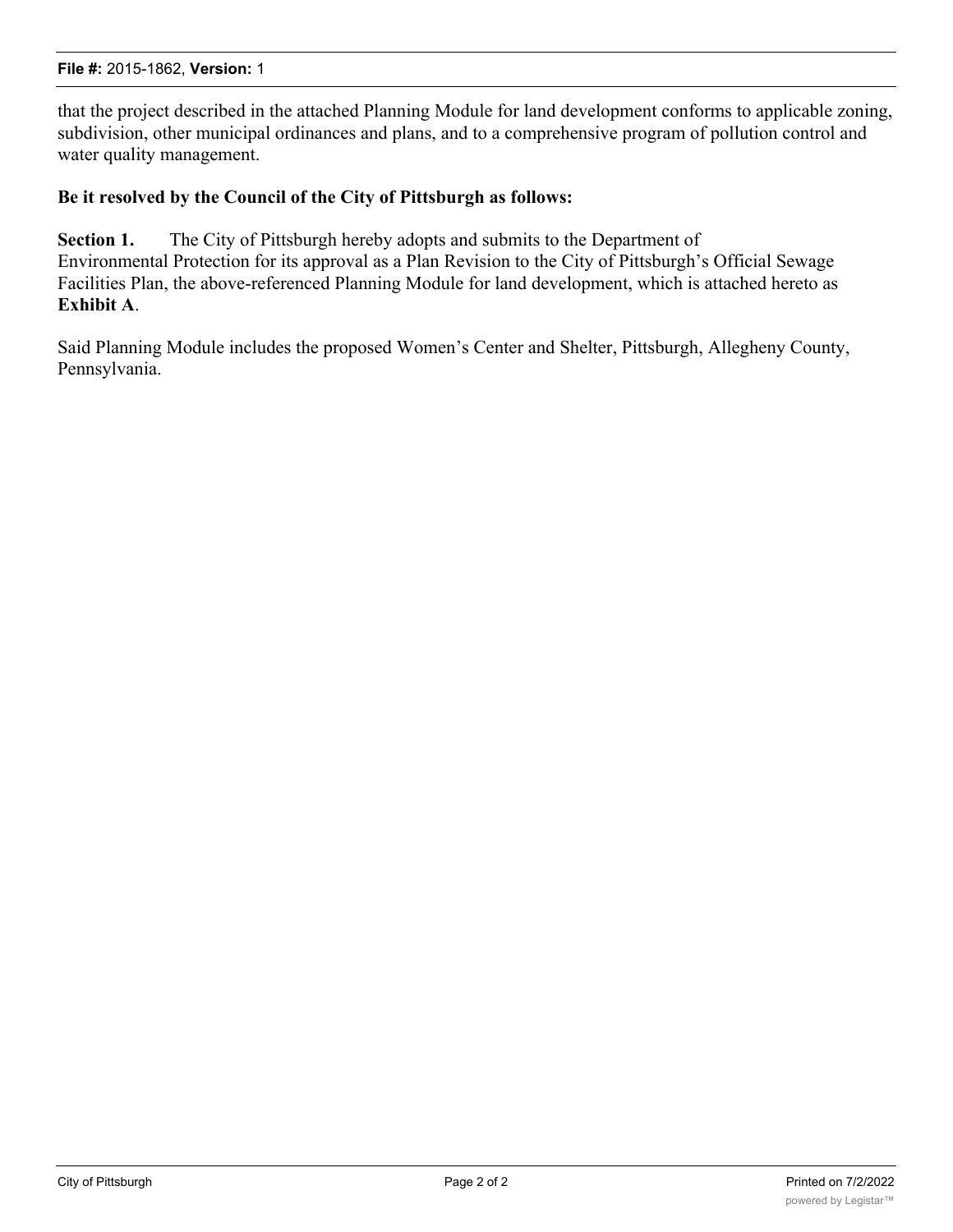that the project described in the attached Planning Module for land development conforms to applicable zoning, subdivision, other municipal ordinances and plans, and to a comprehensive program of pollution control and water quality management.

**Be it resolved by the Council of the City of Pittsburgh as follows:**

**Section 1.** The City of Pittsburgh hereby adopts and submits to the Department of Environmental Protection for its approval as a Plan Revision to the City of Pittsburgh's Official Sewage Facilities Plan, the above-referenced Planning Module for land development, which is attached hereto as **Exhibit A**.

Said Planning Module includes the proposed Women's Center and Shelter, Pittsburgh, Allegheny County, Pennsylvania.